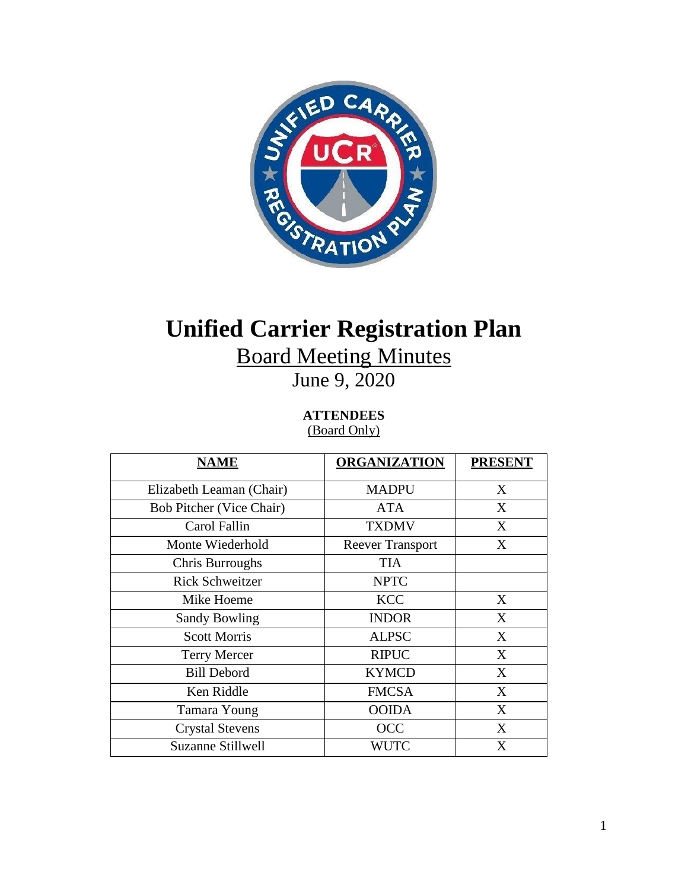# Unified Carrier Registration Plan

## Board Meeting Minutes

June 9, 2020

**ATTENDEES**
(Board Only)

| NAME | ORGANIZATION | PRESENT |
|---|---|---|
| Elizabeth Leaman (Chair) | MADPU | X |
| Bob Pitcher (Vice Chair) | ATA | X |
| Carol Fallin | TXDMV | X |
| Monte Wiederhold | Reever Transport | X |
| Chris Burroughs | TIA | |
| Rick Schweitzer | NPTC | |
| Mike Hoeme | KCC | X |
| Sandy Bowling | INDOR | X |
| Scott Morris | ALPSC | X |
| Terry Mercer | RIPUC | X |
| Bill Debord | KYMCD | X |
| Ken Riddle | FMCSA | X |
| Tamara Young | OOIDA | X |
| Crystal Stevens | OCC | X |
| Suzanne Stillwell | WUTC | X |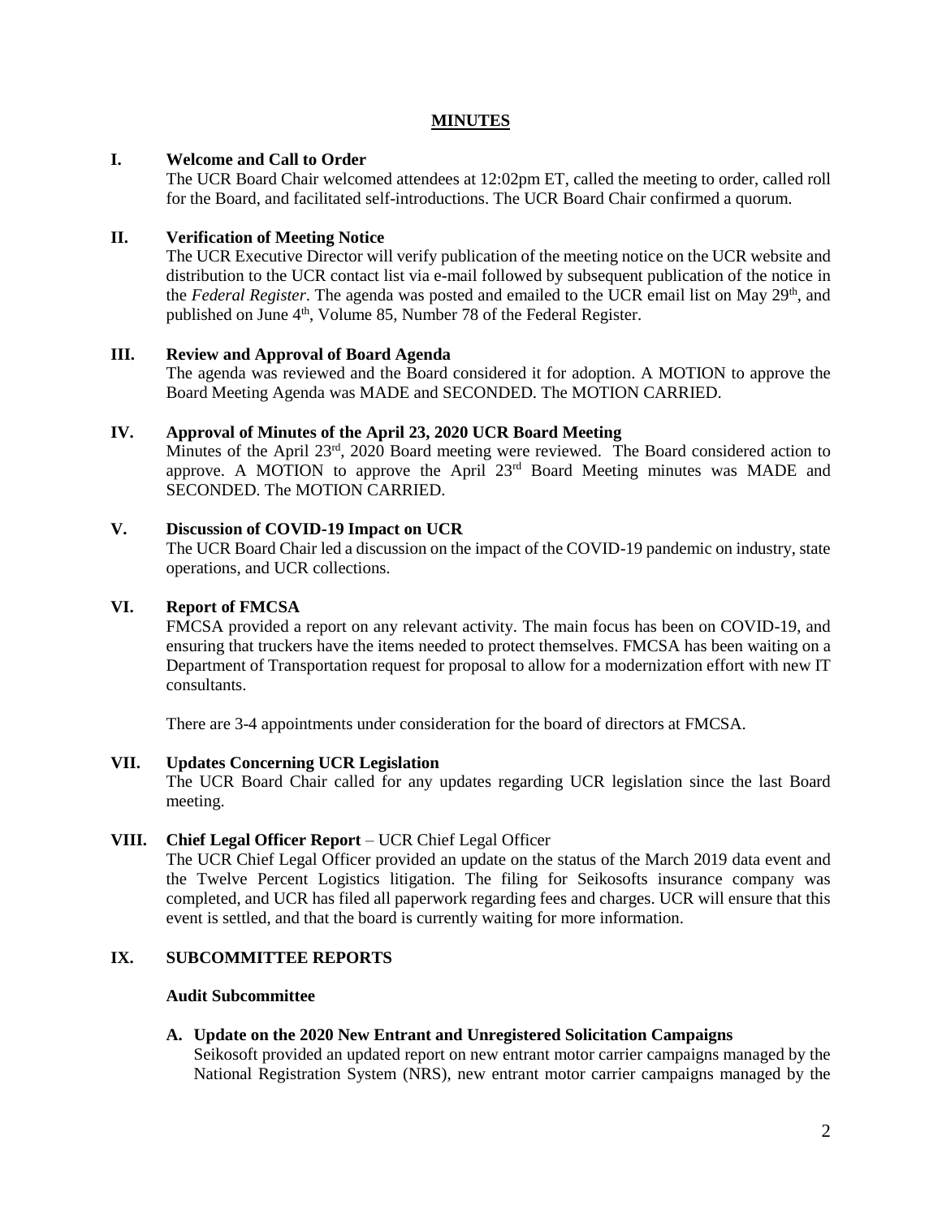## MINUTES

### I. Welcome and Call to Order

The UCR Board Chair welcomed attendees at 12:02pm ET, called the meeting to order, called roll for the Board, and facilitated self-introductions. The UCR Board Chair confirmed a quorum.

### II. Verification of Meeting Notice

The UCR Executive Director will verify publication of the meeting notice on the UCR website and distribution to the UCR contact list via e-mail followed by subsequent publication of the notice in the *Federal Register*. The agenda was posted and emailed to the UCR email list on May 29th, and published on June 4th, Volume 85, Number 78 of the Federal Register.

### III. Review and Approval of Board Agenda

The agenda was reviewed and the Board considered it for adoption. A MOTION to approve the Board Meeting Agenda was MADE and SECONDED. The MOTION CARRIED.

### IV. Approval of Minutes of the April 23, 2020 UCR Board Meeting

Minutes of the April 23rd, 2020 Board meeting were reviewed. The Board considered action to approve. A MOTION to approve the April 23rd Board Meeting minutes was MADE and SECONDED. The MOTION CARRIED.

### V. Discussion of COVID-19 Impact on UCR

The UCR Board Chair led a discussion on the impact of the COVID-19 pandemic on industry, state operations, and UCR collections.

### VI. Report of FMCSA

FMCSA provided a report on any relevant activity. The main focus has been on COVID-19, and ensuring that truckers have the items needed to protect themselves. FMCSA has been waiting on a Department of Transportation request for proposal to allow for a modernization effort with new IT consultants.

There are 3-4 appointments under consideration for the board of directors at FMCSA.

### VII. Updates Concerning UCR Legislation

The UCR Board Chair called for any updates regarding UCR legislation since the last Board meeting.

### VIII. Chief Legal Officer Report – UCR Chief Legal Officer

The UCR Chief Legal Officer provided an update on the status of the March 2019 data event and the Twelve Percent Logistics litigation. The filing for Seikosofts insurance company was completed, and UCR has filed all paperwork regarding fees and charges. UCR will ensure that this event is settled, and that the board is currently waiting for more information.

### IX. SUBCOMMITTEE REPORTS

**Audit Subcommittee**

**A. Update on the 2020 New Entrant and Unregistered Solicitation Campaigns**

Seikosoft provided an updated report on new entrant motor carrier campaigns managed by the National Registration System (NRS), new entrant motor carrier campaigns managed by the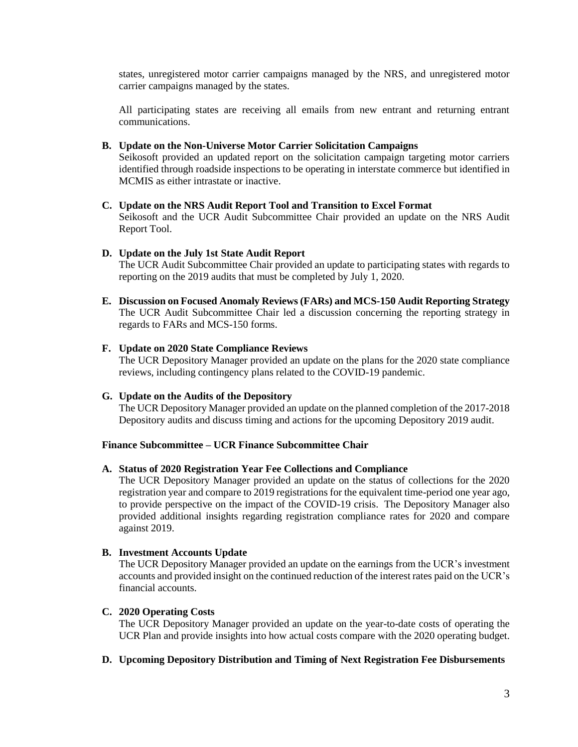states, unregistered motor carrier campaigns managed by the NRS, and unregistered motor carrier campaigns managed by the states.

All participating states are receiving all emails from new entrant and returning entrant communications.

**B. Update on the Non-Universe Motor Carrier Solicitation Campaigns**

Seikosoft provided an updated report on the solicitation campaign targeting motor carriers identified through roadside inspections to be operating in interstate commerce but identified in MCMIS as either intrastate or inactive.

**C. Update on the NRS Audit Report Tool and Transition to Excel Format**

Seikosoft and the UCR Audit Subcommittee Chair provided an update on the NRS Audit Report Tool.

**D. Update on the July 1st State Audit Report**

The UCR Audit Subcommittee Chair provided an update to participating states with regards to reporting on the 2019 audits that must be completed by July 1, 2020.

**E. Discussion on Focused Anomaly Reviews (FARs) and MCS-150 Audit Reporting Strategy**

The UCR Audit Subcommittee Chair led a discussion concerning the reporting strategy in regards to FARs and MCS-150 forms.

**F. Update on 2020 State Compliance Reviews**

The UCR Depository Manager provided an update on the plans for the 2020 state compliance reviews, including contingency plans related to the COVID-19 pandemic.

**G. Update on the Audits of the Depository**

The UCR Depository Manager provided an update on the planned completion of the 2017-2018 Depository audits and discuss timing and actions for the upcoming Depository 2019 audit.

**Finance Subcommittee – UCR Finance Subcommittee Chair**

**A. Status of 2020 Registration Year Fee Collections and Compliance**

The UCR Depository Manager provided an update on the status of collections for the 2020 registration year and compare to 2019 registrations for the equivalent time-period one year ago, to provide perspective on the impact of the COVID-19 crisis. The Depository Manager also provided additional insights regarding registration compliance rates for 2020 and compare against 2019.

**B. Investment Accounts Update**

The UCR Depository Manager provided an update on the earnings from the UCR's investment accounts and provided insight on the continued reduction of the interest rates paid on the UCR's financial accounts.

**C. 2020 Operating Costs**

The UCR Depository Manager provided an update on the year-to-date costs of operating the UCR Plan and provide insights into how actual costs compare with the 2020 operating budget.

**D. Upcoming Depository Distribution and Timing of Next Registration Fee Disbursements**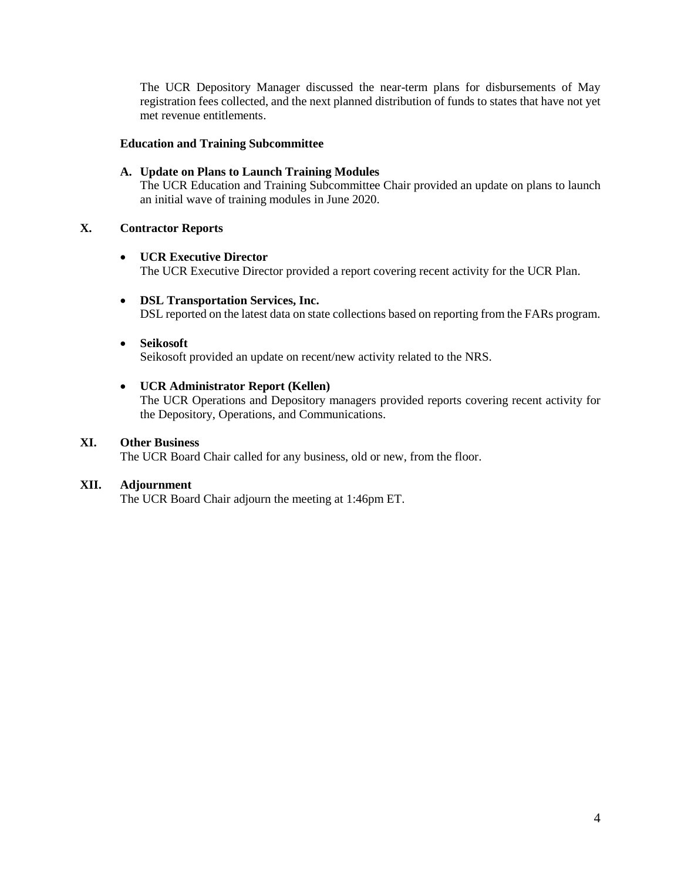The UCR Depository Manager discussed the near-term plans for disbursements of May registration fees collected, and the next planned distribution of funds to states that have not yet met revenue entitlements.

**Education and Training Subcommittee**

**A. Update on Plans to Launch Training Modules**

The UCR Education and Training Subcommittee Chair provided an update on plans to launch an initial wave of training modules in June 2020.

## X. Contractor Reports

- **UCR Executive Director**
  The UCR Executive Director provided a report covering recent activity for the UCR Plan.

- **DSL Transportation Services, Inc.**
  DSL reported on the latest data on state collections based on reporting from the FARs program.

- **Seikosoft**
  Seikosoft provided an update on recent/new activity related to the NRS.

- **UCR Administrator Report (Kellen)**
  The UCR Operations and Depository managers provided reports covering recent activity for the Depository, Operations, and Communications.

## XI. Other Business

The UCR Board Chair called for any business, old or new, from the floor.

## XII. Adjournment

The UCR Board Chair adjourn the meeting at 1:46pm ET.